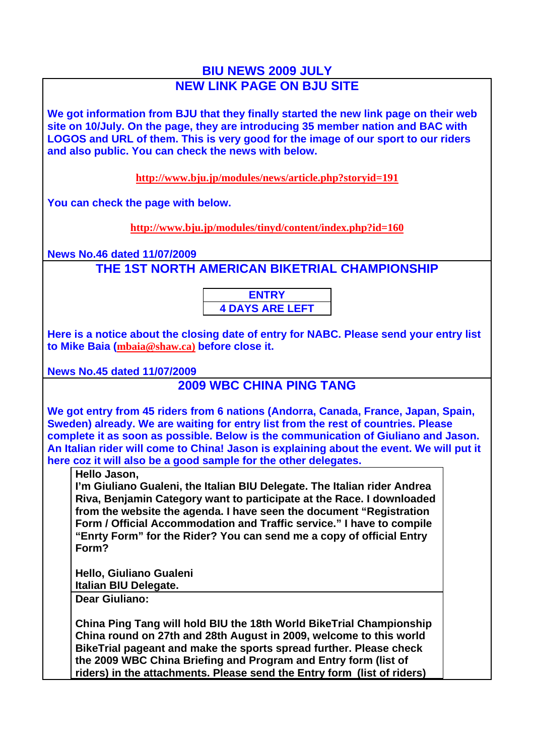# BIU NEWS 2009 JULY

## NEW LINK PAGE ON BJU SITE

**We got information from BJU that they finally started the new link page on their web site on 10/July. On the page, they are introducing 35 member nation and BAC with LOGOS and URL of them. This is very good for the image of our sport to our riders and also public. You can check the news with below.**

**http://www.bju.jp/modules/news/article.php?storyid=191**

**You can check the page with below.**

**http://www.bju.jp/modules/tinyd/content/index.php?id=160**

**News No.46 dated 11/07/2009**

## THE 1ST NORTH AMERICAN BIKETRIAL CHAMPIONSHIP

| ENTRY |
|---|
| 4 DAYS ARE LEFT |

**Here is a notice about the closing date of entry for NABC. Please send your entry list to Mike Baia (mbaia@shaw.ca) before close it.**

**News No.45 dated 11/07/2009**

## 2009 WBC CHINA PING TANG

**We got entry from 45 riders from 6 nations (Andorra, Canada, France, Japan, Spain, Sweden) already. We are waiting for entry list from the rest of countries. Please complete it as soon as possible. Below is the communication of Giuliano and Jason. An Italian rider will come to China! Jason is explaining about the event. We will put it here coz it will also be a good sample for the other delegates.**

**Hello Jason,**
**I'm Giuliano Gualeni, the Italian BIU Delegate. The Italian rider Andrea Riva, Benjamin Category want to participate at the Race. I downloaded from the website the agenda. I have seen the document "Registration Form / Official Accommodation and Traffic service." I have to compile "Enrty Form" for the Rider? You can send me a copy of official Entry Form?**

**Hello, Giuliano Gualeni**
**Italian BIU Delegate.**

**Dear Giuliano:**

**China Ping Tang will hold BIU the 18th World BikeTrial Championship China round on 27th and 28th August in 2009, welcome to this world BikeTrial pageant and make the sports spread further. Please check the 2009 WBC China Briefing and Program and Entry form (list of riders) in the attachments. Please send the Entry form (list of riders)**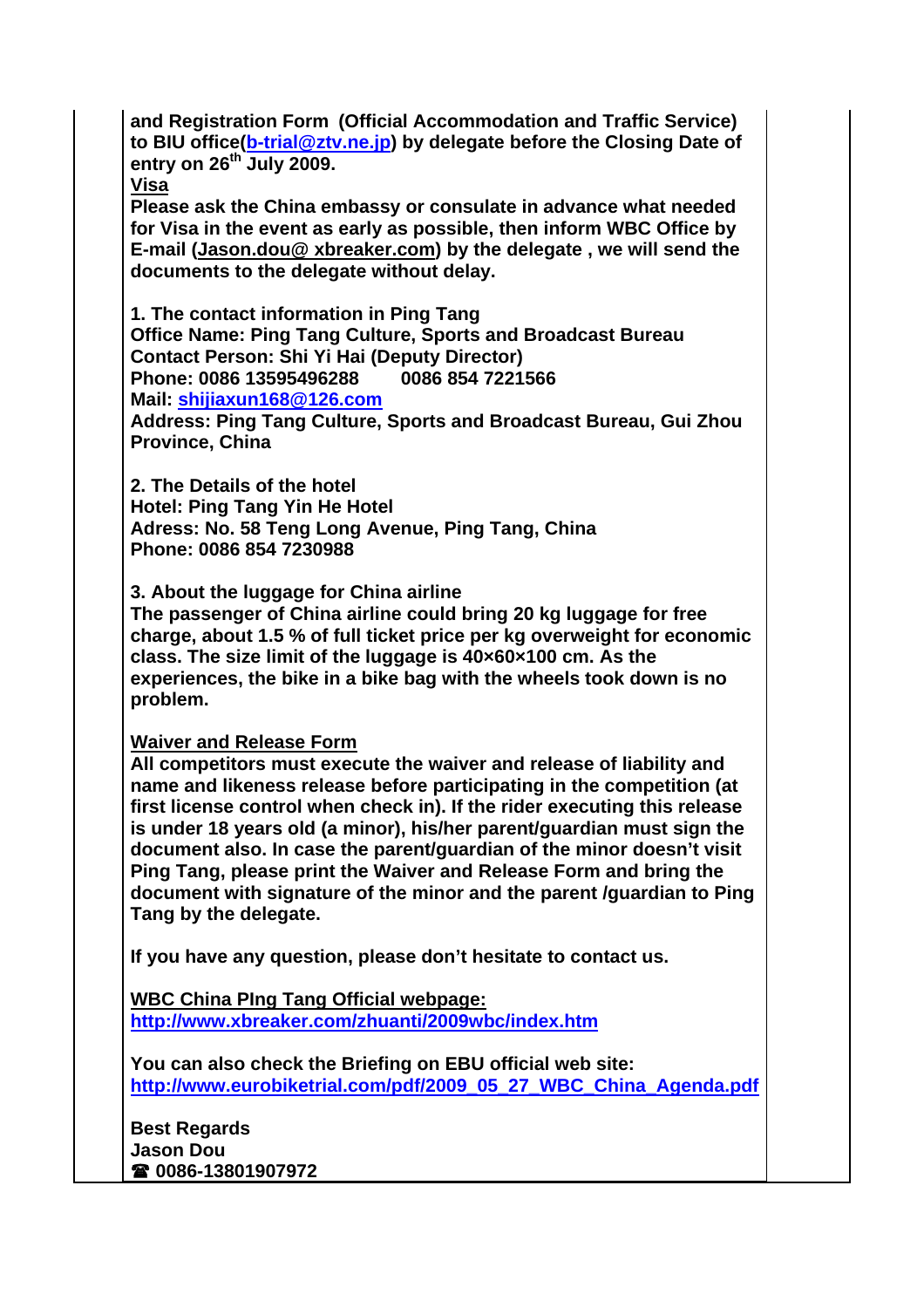**and Registration Form (Official Accommodation and Traffic Service) to BIU office(b-trial@ztv.ne.jp) by delegate before the Closing Date of entry on 26th July 2009.**

**Visa**

**Please ask the China embassy or consulate in advance what needed for Visa in the event as early as possible, then inform WBC Office by E-mail (Jason.dou@ xbreaker.com) by the delegate , we will send the documents to the delegate without delay.**

**1. The contact information in Ping Tang**
**Office Name: Ping Tang Culture, Sports and Broadcast Bureau**
**Contact Person: Shi Yi Hai (Deputy Director)**
**Phone: 0086 13595496288 0086 854 7221566**
**Mail: shijiaxun168@126.com**
**Address: Ping Tang Culture, Sports and Broadcast Bureau, Gui Zhou Province, China**

**2. The Details of the hotel**
**Hotel: Ping Tang Yin He Hotel**
**Adress: No. 58 Teng Long Avenue, Ping Tang, China**
**Phone: 0086 854 7230988**

**3. About the luggage for China airline**
**The passenger of China airline could bring 20 kg luggage for free charge, about 1.5 % of full ticket price per kg overweight for economic class. The size limit of the luggage is 40×60×100 cm. As the experiences, the bike in a bike bag with the wheels took down is no problem.**

**Waiver and Release Form**

**All competitors must execute the waiver and release of liability and name and likeness release before participating in the competition (at first license control when check in). If the rider executing this release is under 18 years old (a minor), his/her parent/guardian must sign the document also. In case the parent/guardian of the minor doesn't visit Ping Tang, please print the Waiver and Release Form and bring the document with signature of the minor and the parent /guardian to Ping Tang by the delegate.**

**If you have any question, please don't hesitate to contact us.**

**WBC China PIng Tang Official webpage:**
**http://www.xbreaker.com/zhuanti/2009wbc/index.htm**

**You can also check the Briefing on EBU official web site:**
**http://www.eurobiketrial.com/pdf/2009_05_27_WBC_China_Agenda.pdf**

**Best Regards**
**Jason Dou**
**☎ 0086-13801907972**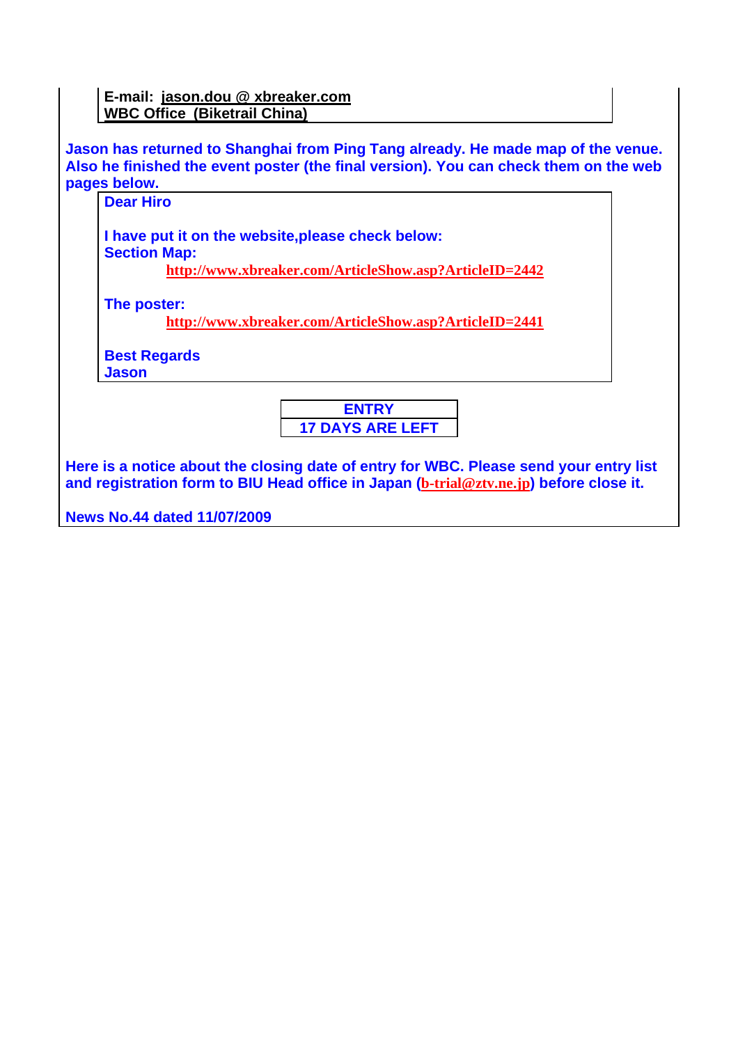**E-mail: jason.dou @ xbreaker.com**
**WBC Office (Biketrail China)**

**Jason has returned to Shanghai from Ping Tang already. He made map of the venue. Also he finished the event poster (the final version). You can check them on the web pages below.**

> **Dear Hiro**
>
> **I have put it on the website,please check below:**
> **Section Map:**
> **http://www.xbreaker.com/ArticleShow.asp?ArticleID=2442**
>
> **The poster:**
> **http://www.xbreaker.com/ArticleShow.asp?ArticleID=2441**
>
> **Best Regards**
> **Jason**

| **ENTRY** |
|---|
| **17 DAYS ARE LEFT** |

**Here is a notice about the closing date of entry for WBC. Please send your entry list and registration form to BIU Head office in Japan (b-trial@ztv.ne.jp) before close it.**

**News No.44 dated 11/07/2009**